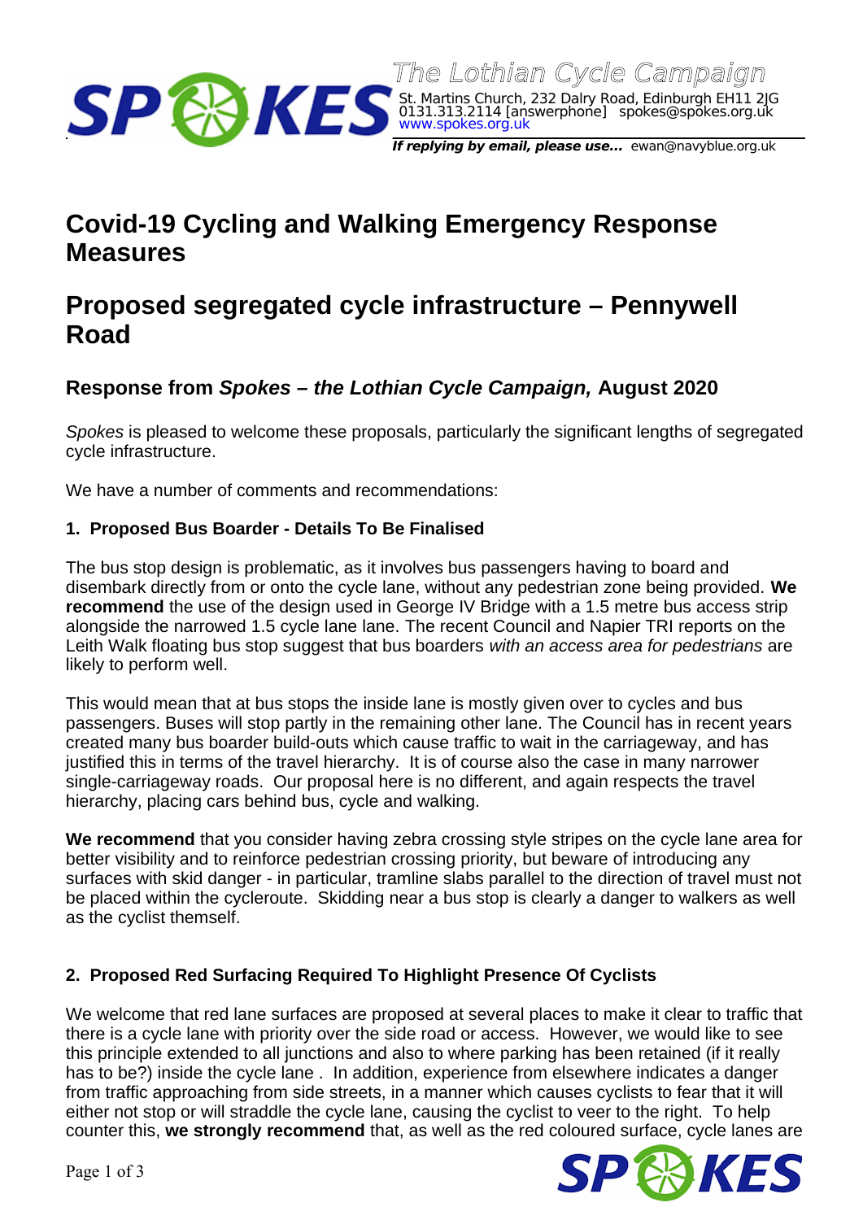The Lothian Cycle Campaign

St. Martins Church, 232 Dalry Road, Edinburgh EH11 2JG
0131.313.2114 [answerphone] spokes@spokes.org.uk
www.spokes.org.uk

**If replying by email, please use...** ewan@navyblue.org.uk

# Covid-19 Cycling and Walking Emergency Response Measures

# Proposed segregated cycle infrastructure – Pennywell Road

## Response from *Spokes – the Lothian Cycle Campaign,* August 2020

*Spokes* is pleased to welcome these proposals, particularly the significant lengths of segregated cycle infrastructure.

We have a number of comments and recommendations:

### 1. Proposed Bus Boarder - Details To Be Finalised

The bus stop design is problematic, as it involves bus passengers having to board and disembark directly from or onto the cycle lane, without any pedestrian zone being provided. **We recommend** the use of the design used in George IV Bridge with a 1.5 metre bus access strip alongside the narrowed 1.5 cycle lane lane. The recent Council and Napier TRI reports on the Leith Walk floating bus stop suggest that bus boarders *with an access area for pedestrians* are likely to perform well.

This would mean that at bus stops the inside lane is mostly given over to cycles and bus passengers. Buses will stop partly in the remaining other lane. The Council has in recent years created many bus boarder build-outs which cause traffic to wait in the carriageway, and has justified this in terms of the travel hierarchy. It is of course also the case in many narrower single-carriageway roads. Our proposal here is no different, and again respects the travel hierarchy, placing cars behind bus, cycle and walking.

**We recommend** that you consider having zebra crossing style stripes on the cycle lane area for better visibility and to reinforce pedestrian crossing priority, but beware of introducing any surfaces with skid danger - in particular, tramline slabs parallel to the direction of travel must not be placed within the cycleroute. Skidding near a bus stop is clearly a danger to walkers as well as the cyclist themself.

### 2. Proposed Red Surfacing Required To Highlight Presence Of Cyclists

We welcome that red lane surfaces are proposed at several places to make it clear to traffic that there is a cycle lane with priority over the side road or access. However, we would like to see this principle extended to all junctions and also to where parking has been retained (if it really has to be?) inside the cycle lane . In addition, experience from elsewhere indicates a danger from traffic approaching from side streets, in a manner which causes cyclists to fear that it will either not stop or will straddle the cycle lane, causing the cyclist to veer to the right. To help counter this, **we strongly recommend** that, as well as the red coloured surface, cycle lanes are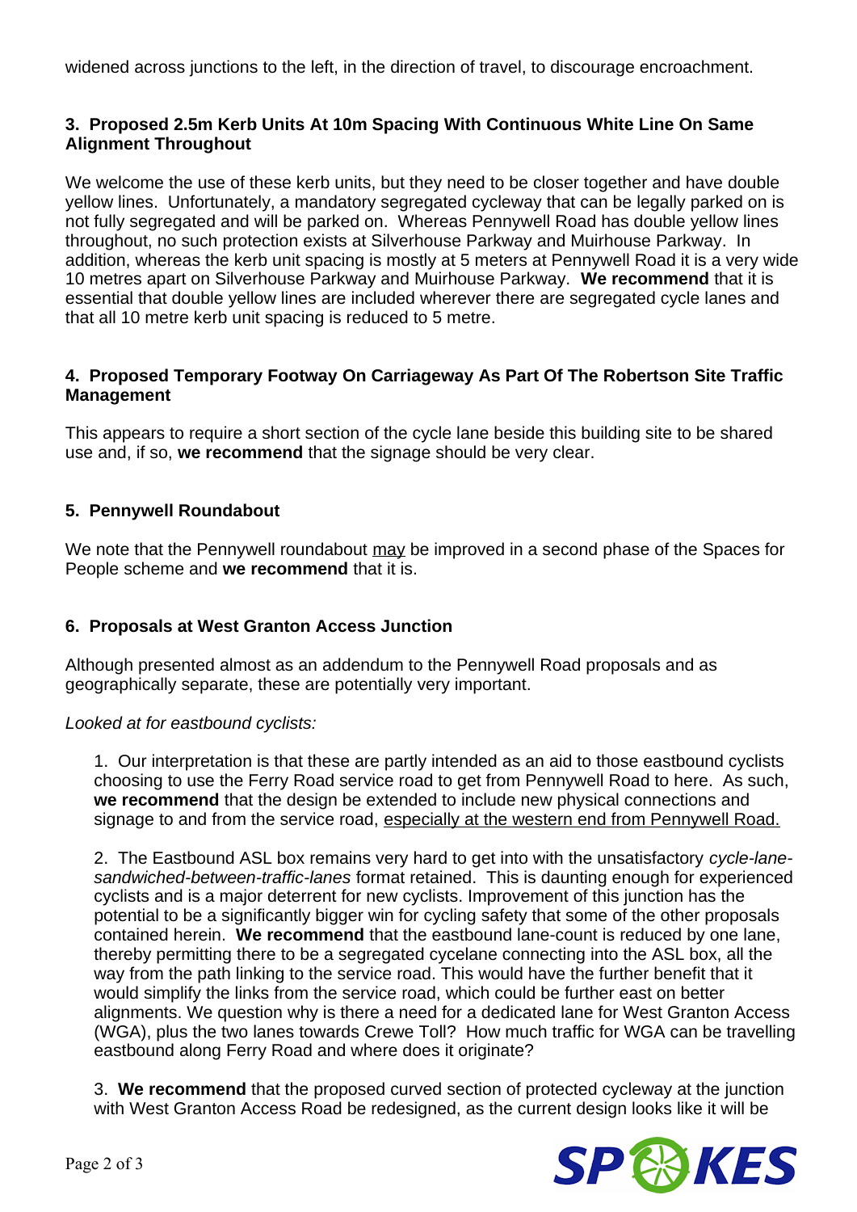widened across junctions to the left, in the direction of travel, to discourage encroachment.

### 3. Proposed 2.5m Kerb Units At 10m Spacing With Continuous White Line On Same Alignment Throughout

We welcome the use of these kerb units, but they need to be closer together and have double yellow lines. Unfortunately, a mandatory segregated cycleway that can be legally parked on is not fully segregated and will be parked on. Whereas Pennywell Road has double yellow lines throughout, no such protection exists at Silverhouse Parkway and Muirhouse Parkway. In addition, whereas the kerb unit spacing is mostly at 5 meters at Pennywell Road it is a very wide 10 metres apart on Silverhouse Parkway and Muirhouse Parkway. **We recommend** that it is essential that double yellow lines are included wherever there are segregated cycle lanes and that all 10 metre kerb unit spacing is reduced to 5 metre.

### 4. Proposed Temporary Footway On Carriageway As Part Of The Robertson Site Traffic Management

This appears to require a short section of the cycle lane beside this building site to be shared use and, if so, **we recommend** that the signage should be very clear.

### 5. Pennywell Roundabout

We note that the Pennywell roundabout <u>may</u> be improved in a second phase of the Spaces for People scheme and **we recommend** that it is.

### 6. Proposals at West Granton Access Junction

Although presented almost as an addendum to the Pennywell Road proposals and as geographically separate, these are potentially very important.

*Looked at for eastbound cyclists:*

1. Our interpretation is that these are partly intended as an aid to those eastbound cyclists choosing to use the Ferry Road service road to get from Pennywell Road to here. As such, **we recommend** that the design be extended to include new physical connections and signage to and from the service road, <u>especially at the western end from Pennywell Road.</u>

2. The Eastbound ASL box remains very hard to get into with the unsatisfactory *cycle-lane-sandwiched-between-traffic-lanes* format retained. This is daunting enough for experienced cyclists and is a major deterrent for new cyclists. Improvement of this junction has the potential to be a significantly bigger win for cycling safety that some of the other proposals contained herein. **We recommend** that the eastbound lane-count is reduced by one lane, thereby permitting there to be a segregated cyclelane connecting into the ASL box, all the way from the path linking to the service road. This would have the further benefit that it would simplify the links from the service road, which could be further east on better alignments. We question why is there a need for a dedicated lane for West Granton Access (WGA), plus the two lanes towards Crewe Toll? How much traffic for WGA can be travelling eastbound along Ferry Road and where does it originate?

3. **We recommend** that the proposed curved section of protected cycleway at the junction with West Granton Access Road be redesigned, as the current design looks like it will be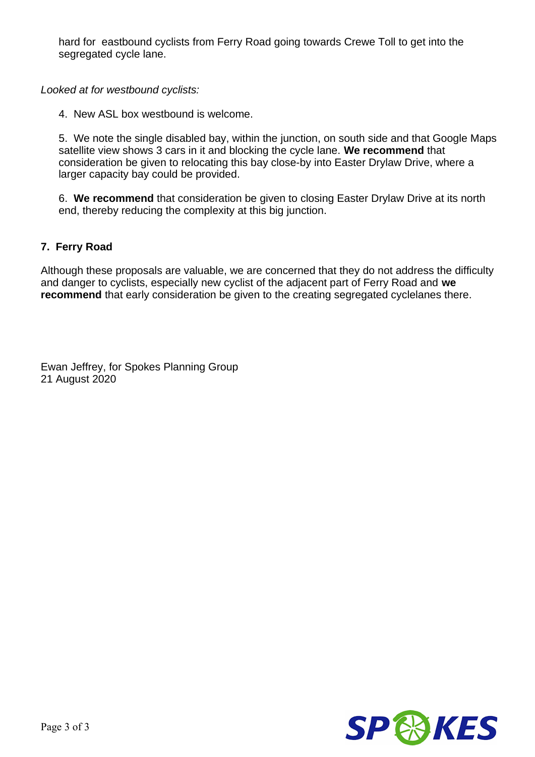hard for  eastbound cyclists from Ferry Road going towards Crewe Toll to get into the segregated cycle lane.

*Looked at for westbound cyclists:*

4. New ASL box westbound is welcome.

5. We note the single disabled bay, within the junction, on south side and that Google Maps satellite view shows 3 cars in it and blocking the cycle lane. **We recommend** that consideration be given to relocating this bay close-by into Easter Drylaw Drive, where a larger capacity bay could be provided.

6. **We recommend** that consideration be given to closing Easter Drylaw Drive at its north end, thereby reducing the complexity at this big junction.

**7. Ferry Road**

Although these proposals are valuable, we are concerned that they do not address the difficulty and danger to cyclists, especially new cyclist of the adjacent part of Ferry Road and **we recommend** that early consideration be given to the creating segregated cyclelanes there.

Ewan Jeffrey, for Spokes Planning Group
21 August 2020